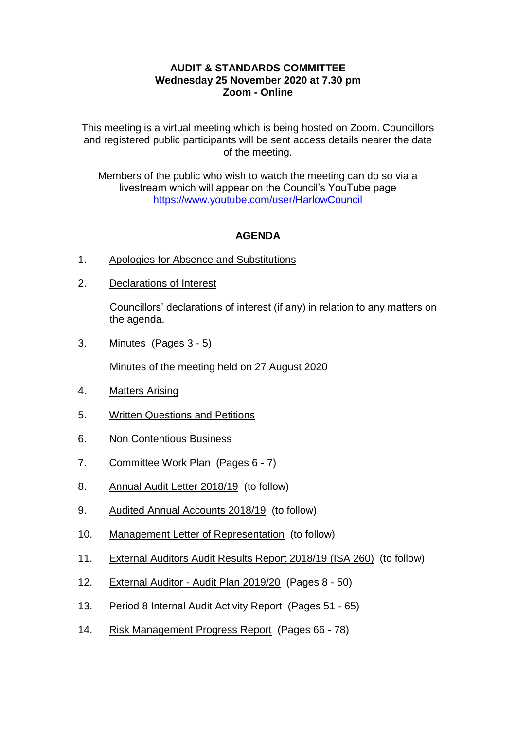**AUDIT & STANDARDS COMMITTEE**
**Wednesday 25 November 2020 at 7.30 pm**
**Zoom - Online**

This meeting is a virtual meeting which is being hosted on Zoom. Councillors and registered public participants will be sent access details nearer the date of the meeting.

Members of the public who wish to watch the meeting can do so via a livestream which will appear on the Council's YouTube page https://www.youtube.com/user/HarlowCouncil

## AGENDA

1. Apologies for Absence and Substitutions

2. Declarations of Interest

   Councillors' declarations of interest (if any) in relation to any matters on the agenda.

3. Minutes (Pages 3 - 5)

   Minutes of the meeting held on 27 August 2020

4. Matters Arising

5. Written Questions and Petitions

6. Non Contentious Business

7. Committee Work Plan (Pages 6 - 7)

8. Annual Audit Letter 2018/19 (to follow)

9. Audited Annual Accounts 2018/19 (to follow)

10. Management Letter of Representation (to follow)

11. External Auditors Audit Results Report 2018/19 (ISA 260) (to follow)

12. External Auditor - Audit Plan 2019/20 (Pages 8 - 50)

13. Period 8 Internal Audit Activity Report (Pages 51 - 65)

14. Risk Management Progress Report (Pages 66 - 78)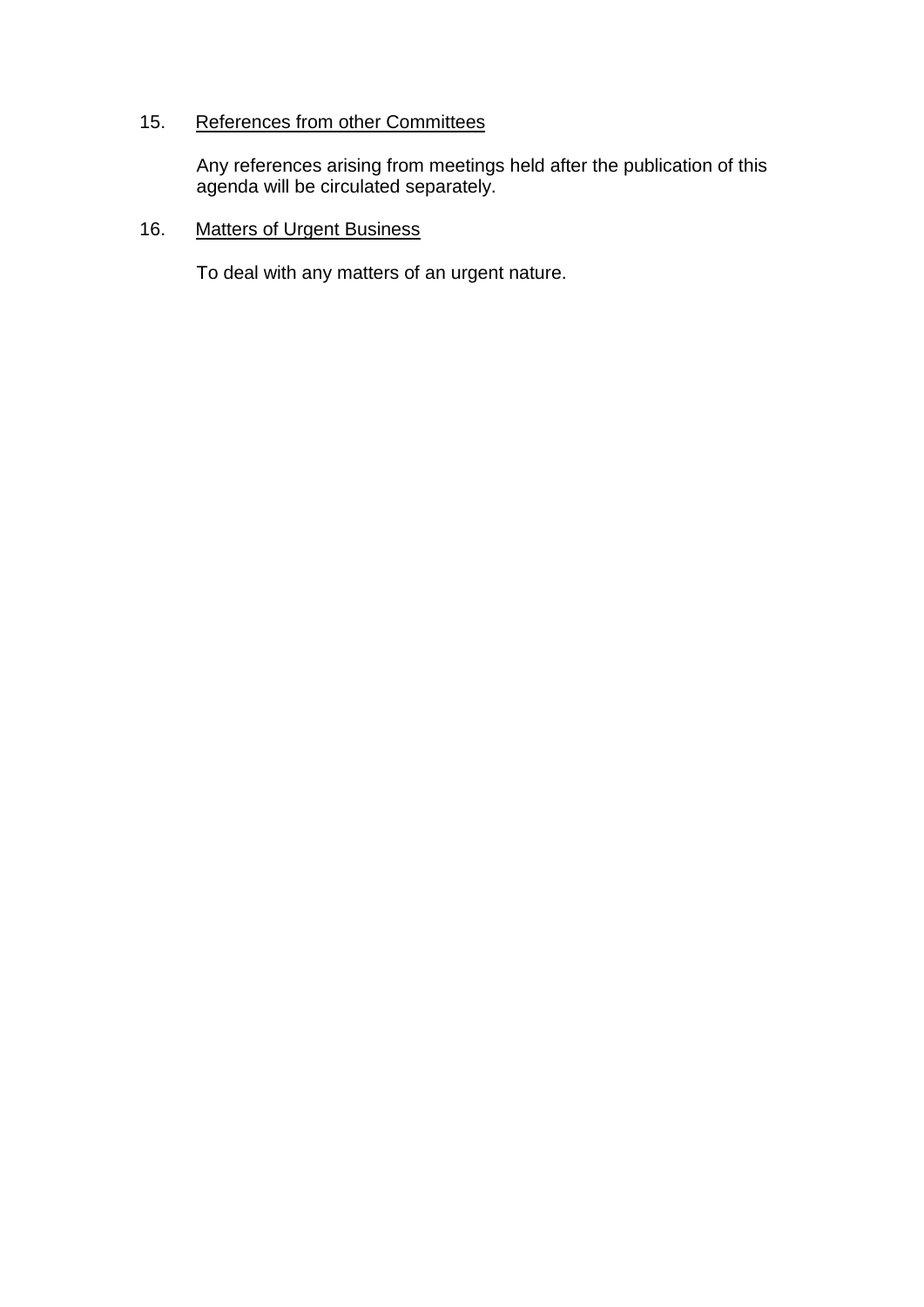15. References from other Committees

    Any references arising from meetings held after the publication of this agenda will be circulated separately.

16. Matters of Urgent Business

    To deal with any matters of an urgent nature.